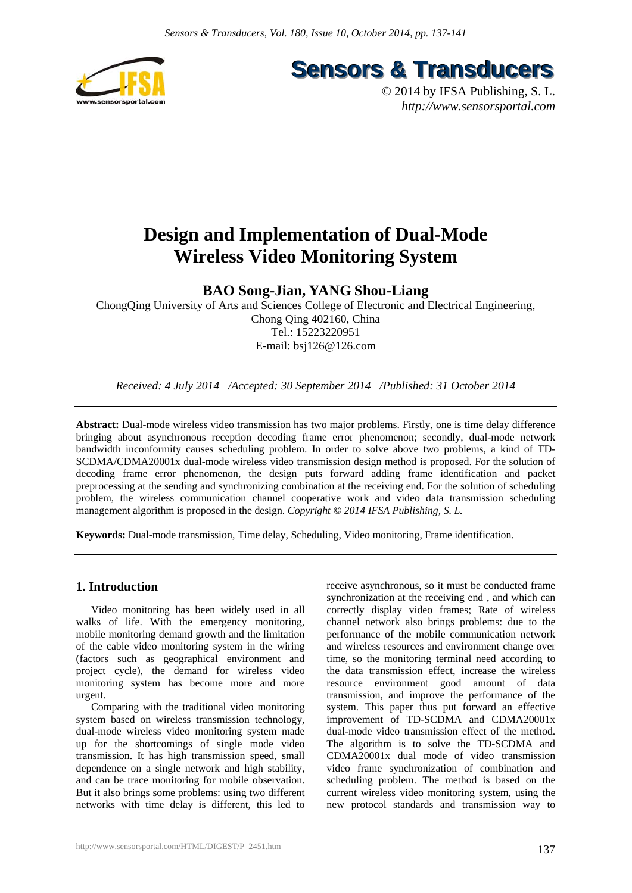# Design and Implementation of Dual-Mode Wireless Video Monitoring System

**BAO Song-Jian, YANG Shou-Liang**

ChongQing University of Arts and Sciences College of Electronic and Electrical Engineering, Chong Qing 402160, China

Tel.: 15223220951

E-mail: bsj126@126.com

*Received: 4 July 2014 /Accepted: 30 September 2014 /Published: 31 October 2014*

**Abstract:** Dual-mode wireless video transmission has two major problems. Firstly, one is time delay difference bringing about asynchronous reception decoding frame error phenomenon; secondly, dual-mode network bandwidth inconformity causes scheduling problem. In order to solve above two problems, a kind of TD-SCDMA/CDMA20001x dual-mode wireless video transmission design method is proposed. For the solution of decoding frame error phenomenon, the design puts forward adding frame identification and packet preprocessing at the sending and synchronizing combination at the receiving end. For the solution of scheduling problem, the wireless communication channel cooperative work and video data transmission scheduling management algorithm is proposed in the design. *Copyright © 2014 IFSA Publishing, S. L.*

**Keywords:** Dual-mode transmission, Time delay, Scheduling, Video monitoring, Frame identification.

## 1. Introduction

Video monitoring has been widely used in all walks of life. With the emergency monitoring, mobile monitoring demand growth and the limitation of the cable video monitoring system in the wiring (factors such as geographical environment and project cycle), the demand for wireless video monitoring system has become more and more urgent.

Comparing with the traditional video monitoring system based on wireless transmission technology, dual-mode wireless video monitoring system made up for the shortcomings of single mode video transmission. It has high transmission speed, small dependence on a single network and high stability, and can be trace monitoring for mobile observation. But it also brings some problems: using two different networks with time delay is different, this led to receive asynchronous, so it must be conducted frame synchronization at the receiving end , and which can correctly display video frames; Rate of wireless channel network also brings problems: due to the performance of the mobile communication network and wireless resources and environment change over time, so the monitoring terminal need according to the data transmission effect, increase the wireless resource environment good amount of data transmission, and improve the performance of the system. This paper thus put forward an effective improvement of TD-SCDMA and CDMA20001x dual-mode video transmission effect of the method. The algorithm is to solve the TD-SCDMA and CDMA20001x dual mode of video transmission video frame synchronization of combination and scheduling problem. The method is based on the current wireless video monitoring system, using the new protocol standards and transmission way to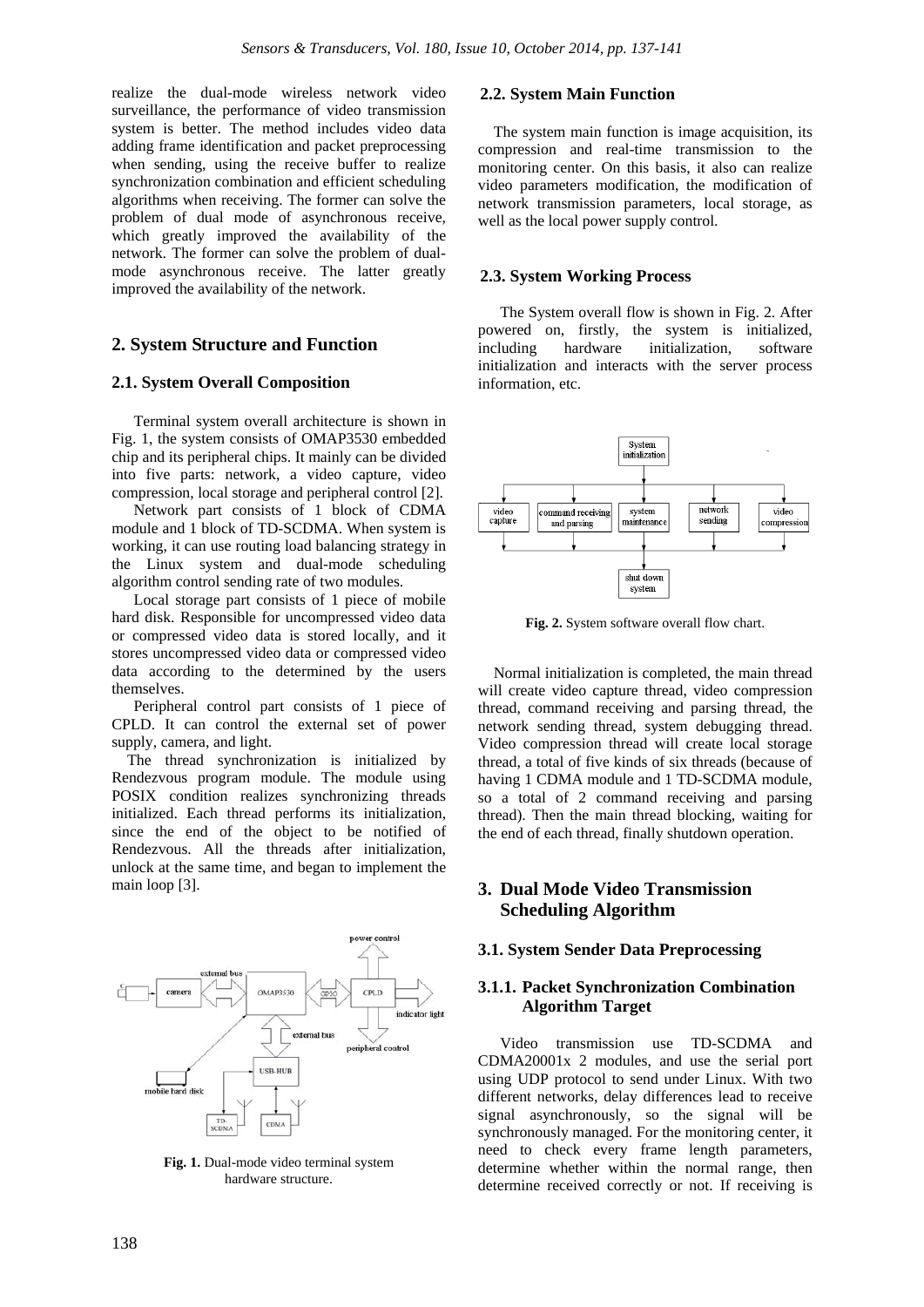realize the dual-mode wireless network video surveillance, the performance of video transmission system is better. The method includes video data adding frame identification and packet preprocessing when sending, using the receive buffer to realize synchronization combination and efficient scheduling algorithms when receiving. The former can solve the problem of dual mode of asynchronous receive, which greatly improved the availability of the network. The former can solve the problem of dual-mode asynchronous receive. The latter greatly improved the availability of the network.

## 2. System Structure and Function

### 2.1. System Overall Composition

Terminal system overall architecture is shown in Fig. 1, the system consists of OMAP3530 embedded chip and its peripheral chips. It mainly can be divided into five parts: network, a video capture, video compression, local storage and peripheral control [2].

Network part consists of 1 block of CDMA module and 1 block of TD-SCDMA. When system is working, it can use routing load balancing strategy in the Linux system and dual-mode scheduling algorithm control sending rate of two modules.

Local storage part consists of 1 piece of mobile hard disk. Responsible for uncompressed video data or compressed video data is stored locally, and it stores uncompressed video data or compressed video data according to the determined by the users themselves.

Peripheral control part consists of 1 piece of CPLD. It can control the external set of power supply, camera, and light.

The thread synchronization is initialized by Rendezvous program module. The module using POSIX condition realizes synchronizing threads initialized. Each thread performs its initialization, since the end of the object to be notified of Rendezvous. All the threads after initialization, unlock at the same time, and began to implement the main loop [3].

Fig. 1. Dual-mode video terminal system hardware structure.

### 2.2. System Main Function

The system main function is image acquisition, its compression and real-time transmission to the monitoring center. On this basis, it also can realize video parameters modification, the modification of network transmission parameters, local storage, as well as the local power supply control.

### 2.3. System Working Process

The System overall flow is shown in Fig. 2. After powered on, firstly, the system is initialized, including hardware initialization, software initialization and interacts with the server process information, etc.

Fig. 2. System software overall flow chart.

Normal initialization is completed, the main thread will create video capture thread, video compression thread, command receiving and parsing thread, the network sending thread, system debugging thread. Video compression thread will create local storage thread, a total of five kinds of six threads (because of having 1 CDMA module and 1 TD-SCDMA module, so a total of 2 command receiving and parsing thread). Then the main thread blocking, waiting for the end of each thread, finally shutdown operation.

## 3. Dual Mode Video Transmission Scheduling Algorithm

### 3.1. System Sender Data Preprocessing

#### 3.1.1. Packet Synchronization Combination Algorithm Target

Video transmission use TD-SCDMA and CDMA20001x 2 modules, and use the serial port using UDP protocol to send under Linux. With two different networks, delay differences lead to receive signal asynchronously, so the signal will be synchronously managed. For the monitoring center, it need to check every frame length parameters, determine whether within the normal range, then determine received correctly or not. If receiving is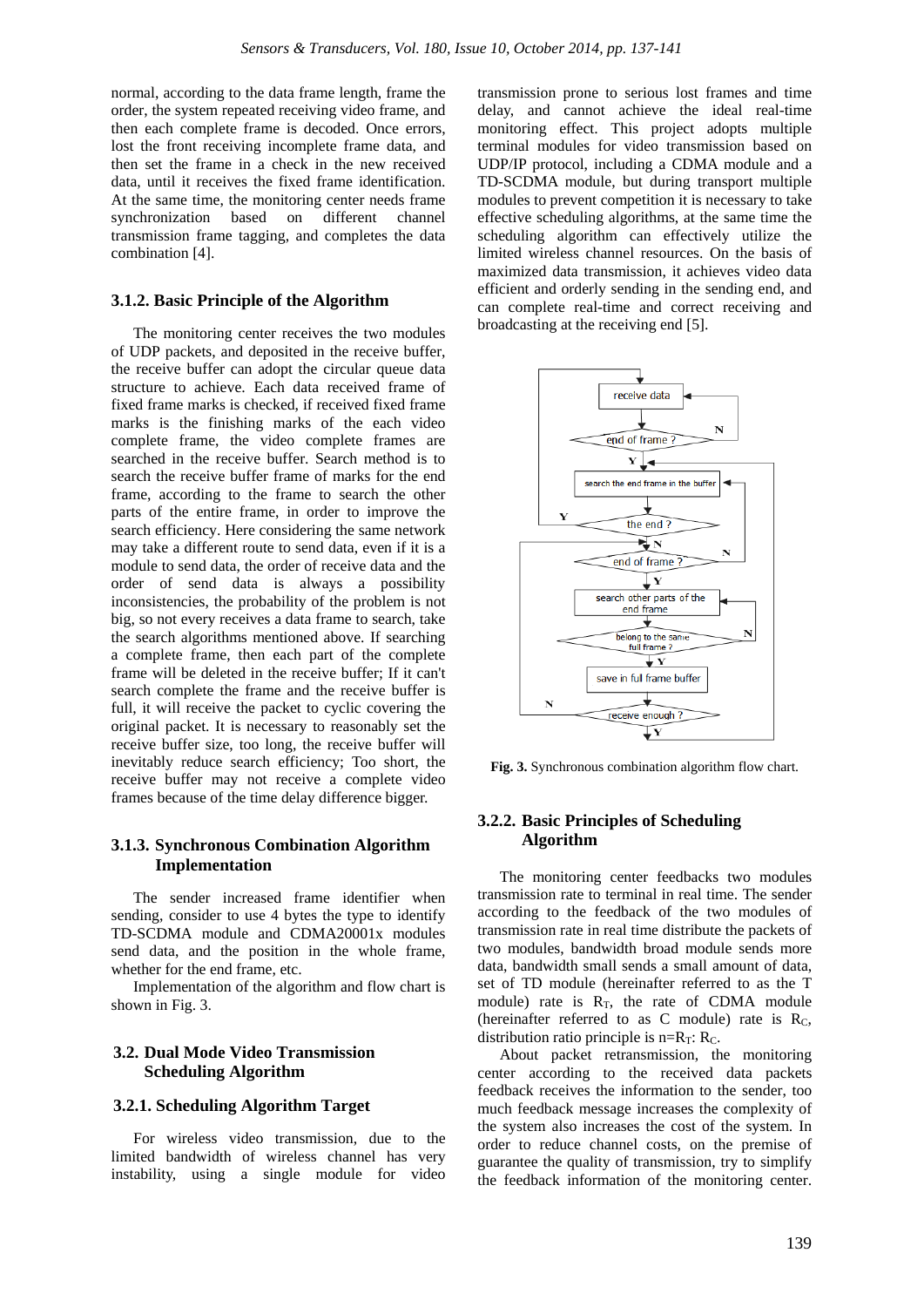normal, according to the data frame length, frame the order, the system repeated receiving video frame, and then each complete frame is decoded. Once errors, lost the front receiving incomplete frame data, and then set the frame in a check in the new received data, until it receives the fixed frame identification. At the same time, the monitoring center needs frame synchronization based on different channel transmission frame tagging, and completes the data combination [4].

### 3.1.2. Basic Principle of the Algorithm

The monitoring center receives the two modules of UDP packets, and deposited in the receive buffer, the receive buffer can adopt the circular queue data structure to achieve. Each data received frame of fixed frame marks is checked, if received fixed frame marks is the finishing marks of the each video complete frame, the video complete frames are searched in the receive buffer. Search method is to search the receive buffer frame of marks for the end frame, according to the frame to search the other parts of the entire frame, in order to improve the search efficiency. Here considering the same network may take a different route to send data, even if it is a module to send data, the order of receive data and the order of send data is always a possibility inconsistencies, the probability of the problem is not big, so not every receives a data frame to search, take the search algorithms mentioned above. If searching a complete frame, then each part of the complete frame will be deleted in the receive buffer; If it can't search complete the frame and the receive buffer is full, it will receive the packet to cyclic covering the original packet. It is necessary to reasonably set the receive buffer size, too long, the receive buffer will inevitably reduce search efficiency; Too short, the receive buffer may not receive a complete video frames because of the time delay difference bigger.

### 3.1.3. Synchronous Combination Algorithm Implementation

The sender increased frame identifier when sending, consider to use 4 bytes the type to identify TD-SCDMA module and CDMA20001x modules send data, and the position in the whole frame, whether for the end frame, etc.

Implementation of the algorithm and flow chart is shown in Fig. 3.

## 3.2. Dual Mode Video Transmission Scheduling Algorithm

### 3.2.1. Scheduling Algorithm Target

For wireless video transmission, due to the limited bandwidth of wireless channel has very instability, using a single module for video transmission prone to serious lost frames and time delay, and cannot achieve the ideal real-time monitoring effect. This project adopts multiple terminal modules for video transmission based on UDP/IP protocol, including a CDMA module and a TD-SCDMA module, but during transport multiple modules to prevent competition it is necessary to take effective scheduling algorithms, at the same time the scheduling algorithm can effectively utilize the limited wireless channel resources. On the basis of it achieves video data transmission, it achieves video data efficient and orderly sending in the sending end, and can complete real-time and correct receiving and broadcasting at the receiving end [5].

**Fig. 3.** Synchronous combination algorithm flow chart.

### 3.2.2. Basic Principles of Scheduling Algorithm

The monitoring center feedbacks two modules transmission rate to terminal in real time. The sender according to the feedback of the two modules of transmission rate in real time distribute the packets of two modules, bandwidth broad module sends more data, bandwidth small sends a small amount of data, set of TD module (hereinafter referred to as the T module) rate is $R_T$, the rate of CDMA module (hereinafter referred to as C module) rate is $R_C$, distribution ratio principle is $n=R_T$: $R_C$.

About packet retransmission, the monitoring center according to the received data packets feedback receives the information to the sender, too much feedback message increases the complexity of the system also increases the cost of the system. In order to reduce channel costs, on the premise of guarantee the quality of transmission, try to simplify the feedback information of the monitoring center.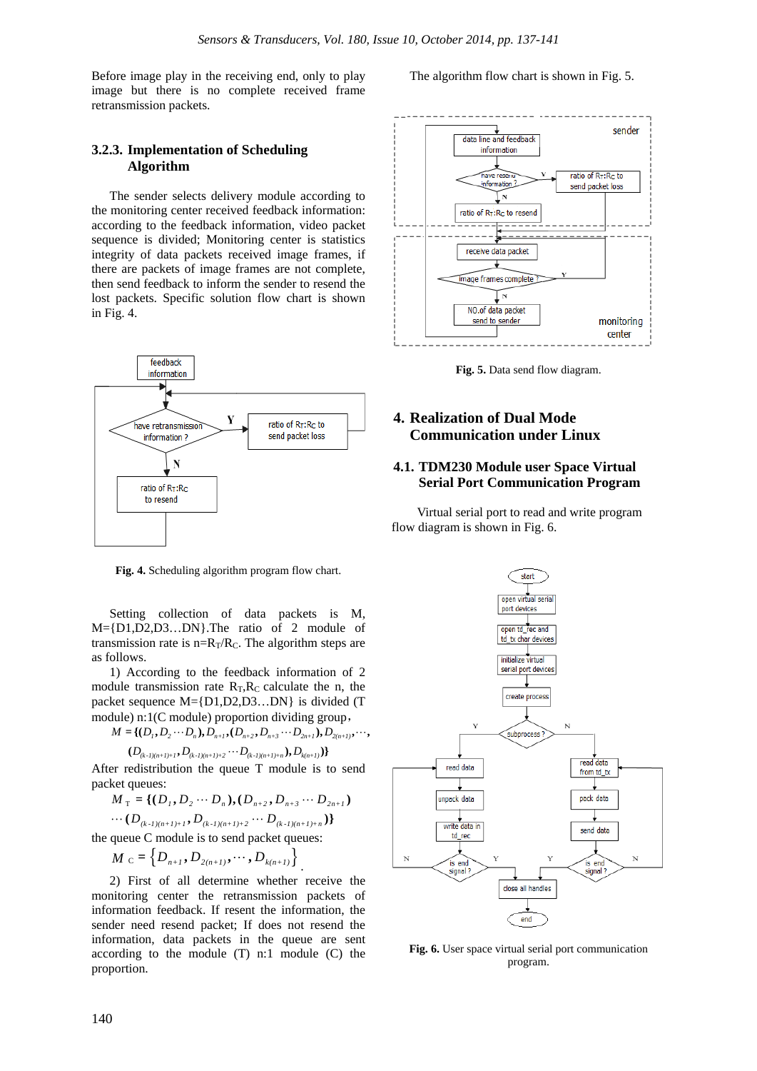Before image play in the receiving end, only to play image but there is no complete received frame retransmission packets.

### 3.2.3. Implementation of Scheduling Algorithm

The sender selects delivery module according to the monitoring center received feedback information: according to the feedback information, video packet sequence is divided; Monitoring center is statistics integrity of data packets received image frames, if there are packets of image frames are not complete, then send feedback to inform the sender to resend the lost packets. Specific solution flow chart is shown in Fig. 4.

**Fig. 4.** Scheduling algorithm program flow chart.

Setting collection of data packets is M, M={D1,D2,D3…DN}.The ratio of 2 module of transmission rate is $n=R_T/R_C$. The algorithm steps are as follows.

1) According to the feedback information of 2 module transmission rate $R_T$,$R_C$ calculate the n, the packet sequence M={D1,D2,D3…DN} is divided (T module) n:1(C module) proportion dividing group,

$$M = \{(D_1, D_2 \cdots D_n), D_{n+1}, (D_{n+2}, D_{n+3} \cdots D_{2n+1}), D_{2(n+1)}, \cdots,$$
$$(D_{(k-1)(n+1)+1}, D_{(k-1)(n+1)+2} \cdots D_{(k-1)(n+1)+n}), D_{k(n+1)})\}$$

After redistribution the queue T module is to send packet queues:

$$M_T = \{(D_1, D_2 \cdots D_n), (D_{n+2}, D_{n+3} \cdots D_{2n+1}) \cdots (D_{(k-1)(n+1)+1}, D_{(k-1)(n+1)+2} \cdots D_{(k-1)(n+1)+n})\}$$

the queue C module is to send packet queues:

$$M_C = \{D_{n+1}, D_{2(n+1)}, \cdots, D_{k(n+1)}\}.$$

2) First of all determine whether receive the monitoring center the retransmission packets of information feedback. If resent the information, the sender need resend packet; If does not resend the information, data packets in the queue are sent according to the module (T) n:1 module (C) the proportion.

The algorithm flow chart is shown in Fig. 5.

**Fig. 5.** Data send flow diagram.

## 4. Realization of Dual Mode Communication under Linux

### 4.1. TDM230 Module user Space Virtual Serial Port Communication Program

Virtual serial port to read and write program flow diagram is shown in Fig. 6.

**Fig. 6.** User space virtual serial port communication program.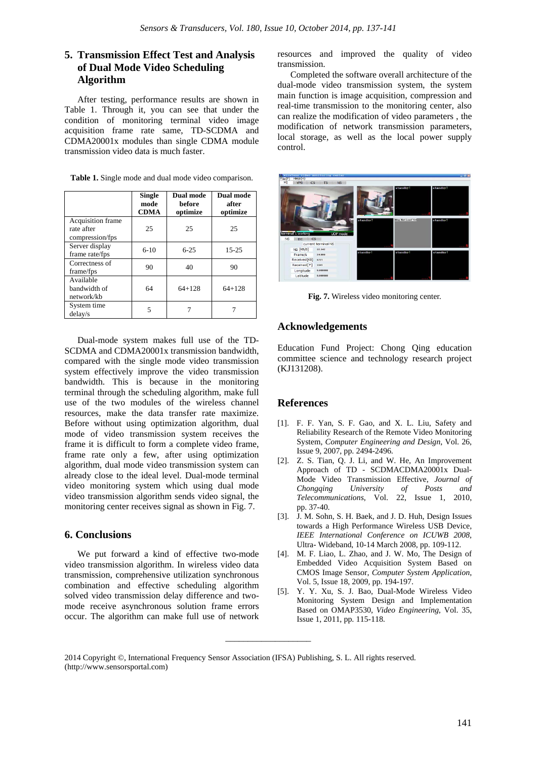## 5. Transmission Effect Test and Analysis of Dual Mode Video Scheduling Algorithm

After testing, performance results are shown in Table 1. Through it, you can see that under the condition of monitoring terminal video image acquisition frame rate same, TD-SCDMA and CDMA20001x modules than single CDMA module transmission video data is much faster.

**Table 1.** Single mode and dual mode video comparison.

| | Single mode CDMA | Dual mode before optimize | Dual mode after optimize |
|---|---|---|---|
| Acquisition frame rate after compression/fps | 25 | 25 | 25 |
| Server display frame rate/fps | 6-10 | 6-25 | 15-25 |
| Correctness of frame/fps | 90 | 40 | 90 |
| Available bandwidth of network/kb | 64 | 64+128 | 64+128 |
| System time delay/s | 5 | 7 | 7 |

Dual-mode system makes full use of the TD-SCDMA and CDMA20001x transmission bandwidth, compared with the single mode video transmission system effectively improve the video transmission bandwidth. This is because in the monitoring terminal through the scheduling algorithm, make full use of the two modules of the wireless channel resources, make the data transfer rate maximize. Before without using optimization algorithm, dual mode of video transmission system receives the frame it is difficult to form a complete video frame, frame rate only a few, after using optimization algorithm, dual mode video transmission system can already close to the ideal level. Dual-mode terminal video monitoring system which using dual mode video transmission algorithm sends video signal, the monitoring center receives signal as shown in Fig. 7.

## 6. Conclusions

We put forward a kind of effective two-mode video transmission algorithm. In wireless video data transmission, comprehensive utilization synchronous combination and effective scheduling algorithm solved video transmission delay difference and two-mode receive asynchronous solution frame errors occur. The algorithm can make full use of network resources and improved the quality of video transmission.

Completed the software overall architecture of the dual-mode video transmission system, the system main function is image acquisition, compression and real-time transmission to the monitoring center, also can realize the modification of video parameters , the modification of network transmission parameters, local storage, as well as the local power supply control.

**Fig. 7.** Wireless video monitoring center.

## Acknowledgements

Education Fund Project: Chong Qing education committee science and technology research project (KJ131208).

## References

[1]. F. F. Yan, S. F. Gao, and X. L. Liu, Safety and Reliability Research of the Remote Video Monitoring System, *Computer Engineering and Design*, Vol. 26, Issue 9, 2007, pp. 2494-2496.

[2]. Z. S. Tian, Q. J. Li, and W. He, An Improvement Approach of TD - SCDMACDMA20001x Dual-Mode Video Transmission Effective, *Journal of Chongqing University of Posts and Telecommunications*, Vol. 22, Issue 1, 2010, pp. 37-40.

[3]. J. M. Sohn, S. H. Baek, and J. D. Huh, Design Issues towards a High Performance Wireless USB Device, *IEEE International Conference on ICUWB 2008*, Ultra- Wideband, 10-14 March 2008, pp. 109-112.

[4]. M. F. Liao, L. Zhao, and J. W. Mo, The Design of Embedded Video Acquisition System Based on CMOS Image Sensor, *Computer System Application*, Vol. 5, Issue 18, 2009, pp. 194-197.

[5]. Y. Y. Xu, S. J. Bao, Dual-Mode Wireless Video Monitoring System Design and Implementation Based on OMAP3530, *Video Engineering*, Vol. 35, Issue 1, 2011, pp. 115-118.

2014 Copyright ©, International Frequency Sensor Association (IFSA) Publishing, S. L. All rights reserved. (http://www.sensorsportal.com)